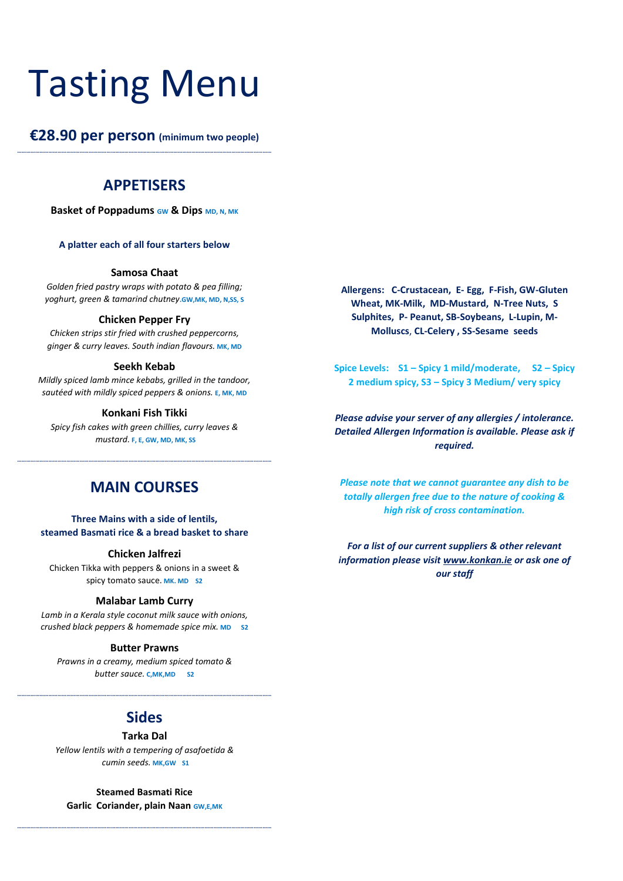# Tasting Menu

**€28.90 per person** **(minimum two people)**

## APPETISERS

**Basket of Poppadums** GW **& Dips** MD, N, MK

**A platter each of all four starters below**

**Samosa Chaat**

*Golden fried pastry wraps with potato & pea filling; yoghurt, green & tamarind chutney.*GW,MK, MD, N,SS, S

**Chicken Pepper Fry**

*Chicken strips stir fried with crushed peppercorns, ginger & curry leaves. South indian flavours.* MK, MD

**Seekh Kebab**

*Mildly spiced lamb mince kebabs, grilled in the tandoor, sautéed with mildly spiced peppers & onions.* E, MK, MD

**Konkani Fish Tikki**

*Spicy fish cakes with green chillies, curry leaves & mustard.* F, E, GW, MD, MK, SS

## MAIN COURSES

**Three Mains with a side of lentils, steamed Basmati rice & a bread basket to share**

**Chicken Jalfrezi**

Chicken Tikka with peppers & onions in a sweet & spicy tomato sauce. MK. MD S2

**Malabar Lamb Curry**

*Lamb in a Kerala style coconut milk sauce with onions, crushed black peppers & homemade spice mix.* MD S2

**Butter Prawns**

*Prawns in a creamy, medium spiced tomato & butter sauce.* C,MK,MD S2

## Sides

**Tarka Dal**

*Yellow lentils with a tempering of asafoetida & cumin seeds.* MK,GW S1

**Steamed Basmati Rice**

**Garlic Coriander, plain Naan** GW,E,MK

**Allergens: C-Crustacean, E- Egg, F-Fish, GW-Gluten Wheat, MK-Milk, MD-Mustard, N-Tree Nuts, S Sulphites, P- Peanut, SB-Soybeans, L-Lupin, M-Molluscs, CL-Celery , SS-Sesame seeds**

**Spice Levels: S1 – Spicy 1 mild/moderate, S2 – Spicy 2 medium spicy, S3 – Spicy 3 Medium/ very spicy**

***Please advise your server of any allergies / intolerance. Detailed Allergen Information is available. Please ask if required.***

***Please note that we cannot guarantee any dish to be totally allergen free due to the nature of cooking & high risk of cross contamination.***

***For a list of our current suppliers & other relevant information please visit www.konkan.ie or ask one of our staff***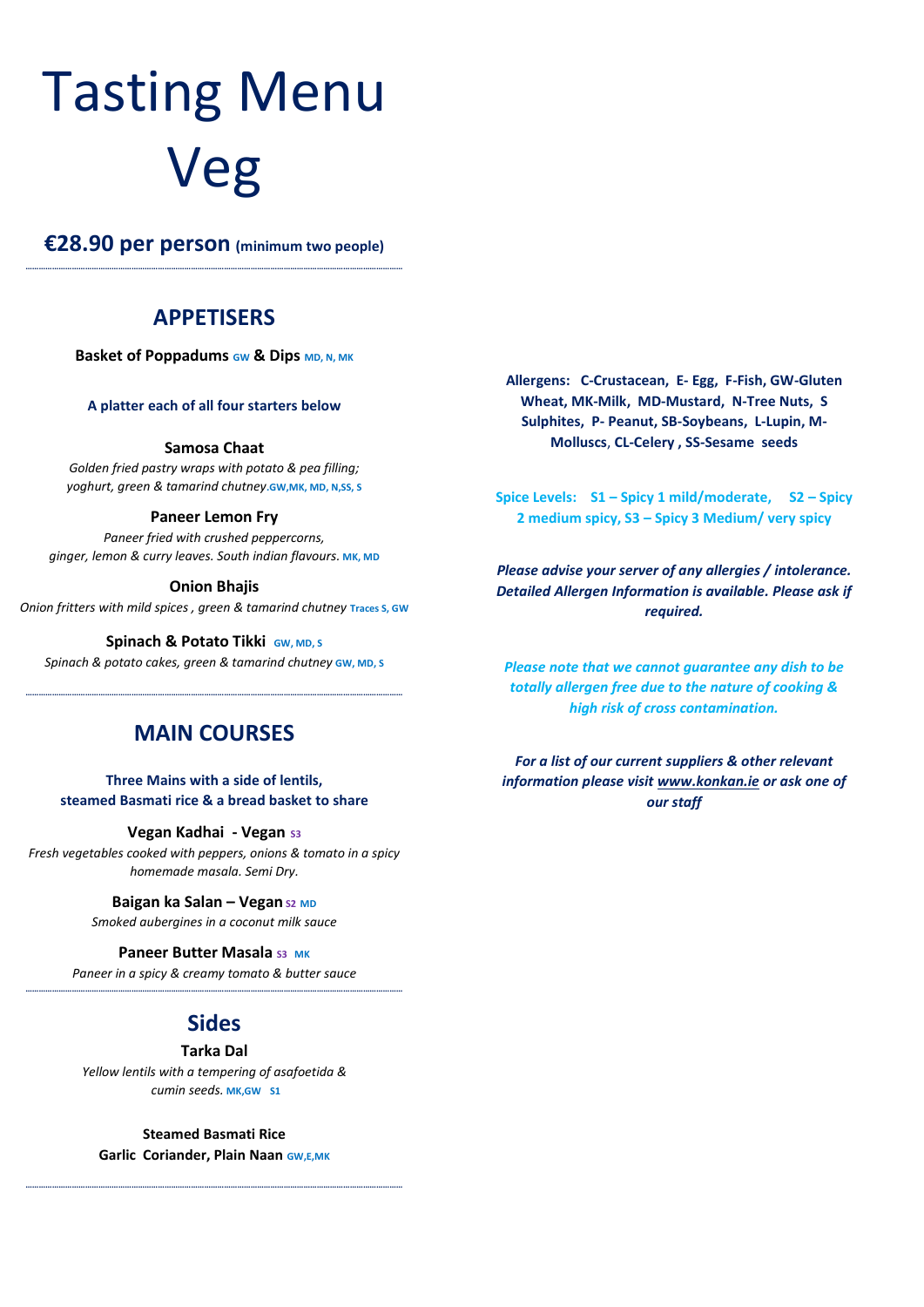# Tasting Menu Veg

**€28.90 per person** **(minimum two people)**

---

## APPETISERS

**Basket of Poppadums** GW **& Dips** MD, N, MK

**A platter each of all four starters below**

**Samosa Chaat**
*Golden fried pastry wraps with potato & pea filling; yoghurt, green & tamarind chutney.* GW,MK, MD, N,SS, S

**Paneer Lemon Fry**
*Paneer fried with crushed peppercorns, ginger, lemon & curry leaves. South indian flavours.* MK, MD

**Onion Bhajis**
*Onion fritters with mild spices , green & tamarind chutney* Traces S, GW

**Spinach & Potato Tikki** GW, MD, S
*Spinach & potato cakes, green & tamarind chutney* GW, MD, S

---

## MAIN COURSES

**Three Mains with a side of lentils, steamed Basmati rice & a bread basket to share**

**Vegan Kadhai - Vegan** S3
*Fresh vegetables cooked with peppers, onions & tomato in a spicy homemade masala. Semi Dry.*

**Baigan ka Salan – Vegan** S2 MD
*Smoked aubergines in a coconut milk sauce*

**Paneer Butter Masala** S3 MK
*Paneer in a spicy & creamy tomato & butter sauce*

---

## Sides

**Tarka Dal**
*Yellow lentils with a tempering of asafoetida & cumin seeds.* MK,GW S1

**Steamed Basmati Rice**
**Garlic Coriander, Plain Naan** GW,E,MK

---

**Allergens: C-Crustacean, E- Egg, F-Fish, GW-Gluten Wheat, MK-Milk, MD-Mustard, N-Tree Nuts, S Sulphites, P- Peanut, SB-Soybeans, L-Lupin, M-Molluscs, CL-Celery , SS-Sesame seeds**

**Spice Levels: S1 – Spicy 1 mild/moderate, S2 – Spicy 2 medium spicy, S3 – Spicy 3 Medium/ very spicy**

***Please advise your server of any allergies / intolerance. Detailed Allergen Information is available. Please ask if required.***

***Please note that we cannot guarantee any dish to be totally allergen free due to the nature of cooking & high risk of cross contamination.***

***For a list of our current suppliers & other relevant information please visit www.konkan.ie or ask one of our staff***